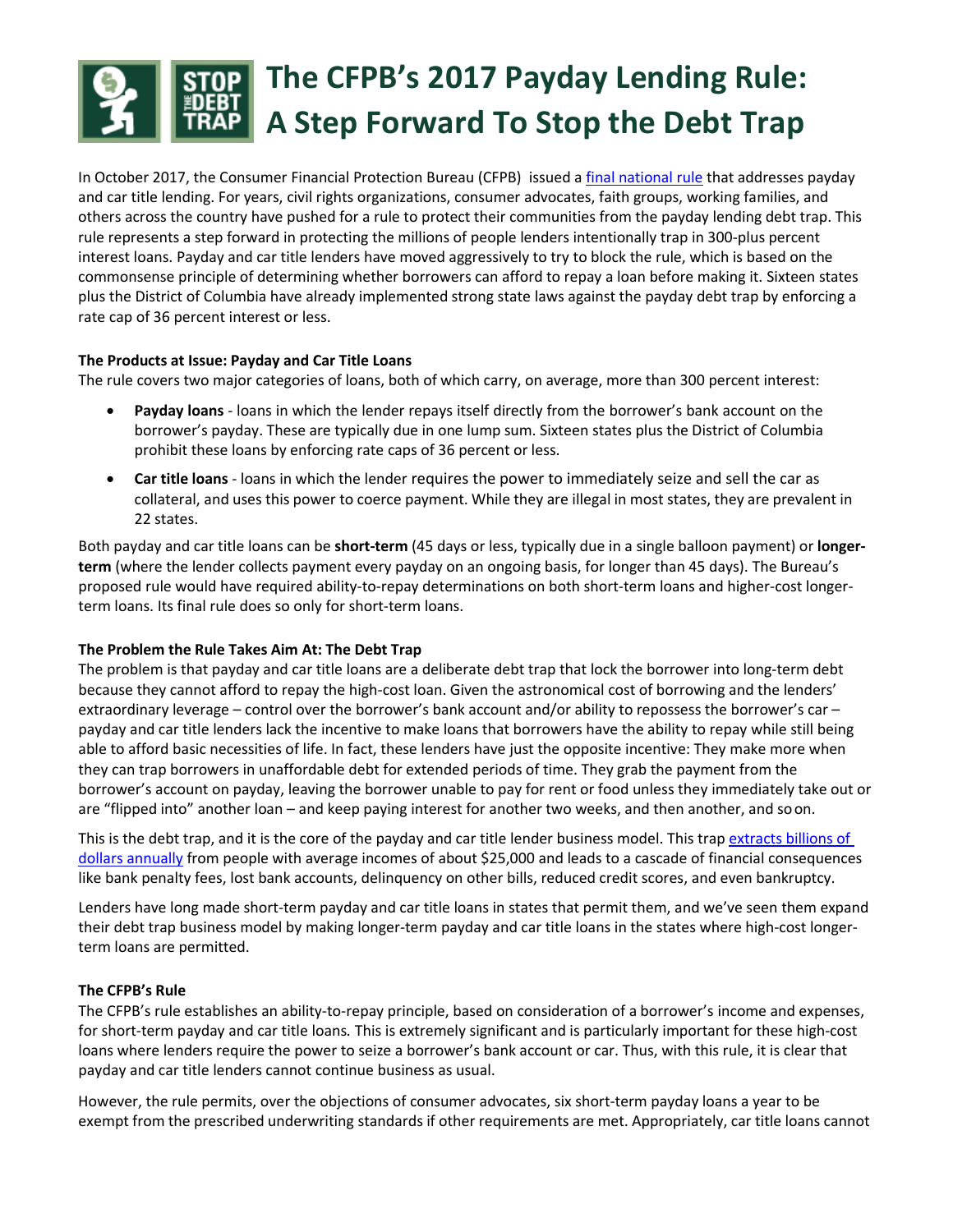# The CFPB's 2017 Payday Lending Rule: A Step Forward To Stop the Debt Trap

In October 2017, the Consumer Financial Protection Bureau (CFPB) issued a final national rule that addresses payday and car title lending. For years, civil rights organizations, consumer advocates, faith groups, working families, and others across the country have pushed for a rule to protect their communities from the payday lending debt trap. This rule represents a step forward in protecting the millions of people lenders intentionally trap in 300-plus percent interest loans. Payday and car title lenders have moved aggressively to try to block the rule, which is based on the commonsense principle of determining whether borrowers can afford to repay a loan before making it. Sixteen states plus the District of Columbia have already implemented strong state laws against the payday debt trap by enforcing a rate cap of 36 percent interest or less.

**The Products at Issue: Payday and Car Title Loans**

The rule covers two major categories of loans, both of which carry, on average, more than 300 percent interest:

- **Payday loans** - loans in which the lender repays itself directly from the borrower's bank account on the borrower's payday. These are typically due in one lump sum. Sixteen states plus the District of Columbia prohibit these loans by enforcing rate caps of 36 percent or less.
- **Car title loans** - loans in which the lender requires the power to immediately seize and sell the car as collateral, and uses this power to coerce payment. While they are illegal in most states, they are prevalent in 22 states.

Both payday and car title loans can be **short-term** (45 days or less, typically due in a single balloon payment) or **longer-term** (where the lender collects payment every payday on an ongoing basis, for longer than 45 days). The Bureau's proposed rule would have required ability-to-repay determinations on both short-term loans and higher-cost longer-term loans. Its final rule does so only for short-term loans.

**The Problem the Rule Takes Aim At: The Debt Trap**

The problem is that payday and car title loans are a deliberate debt trap that lock the borrower into long-term debt because they cannot afford to repay the high-cost loan. Given the astronomical cost of borrowing and the lenders' extraordinary leverage – control over the borrower's bank account and/or ability to repossess the borrower's car – payday and car title lenders lack the incentive to make loans that borrowers have the ability to repay while still being able to afford basic necessities of life. In fact, these lenders have just the opposite incentive: They make more when they can trap borrowers in unaffordable debt for extended periods of time. They grab the payment from the borrower's account on payday, leaving the borrower unable to pay for rent or food unless they immediately take out or are "flipped into" another loan – and keep paying interest for another two weeks, and then another, and so on.

This is the debt trap, and it is the core of the payday and car title lender business model. This trap extracts billions of dollars annually from people with average incomes of about $25,000 and leads to a cascade of financial consequences like bank penalty fees, lost bank accounts, delinquency on other bills, reduced credit scores, and even bankruptcy.

Lenders have long made short-term payday and car title loans in states that permit them, and we've seen them expand their debt trap business model by making longer-term payday and car title loans in the states where high-cost longer-term loans are permitted.

**The CFPB's Rule**

The CFPB's rule establishes an ability-to-repay principle, based on consideration of a borrower's income and expenses, for short-term payday and car title loans. This is extremely significant and is particularly important for these high-cost loans where lenders require the power to seize a borrower's bank account or car. Thus, with this rule, it is clear that payday and car title lenders cannot continue business as usual.

However, the rule permits, over the objections of consumer advocates, six short-term payday loans a year to be exempt from the prescribed underwriting standards if other requirements are met. Appropriately, car title loans cannot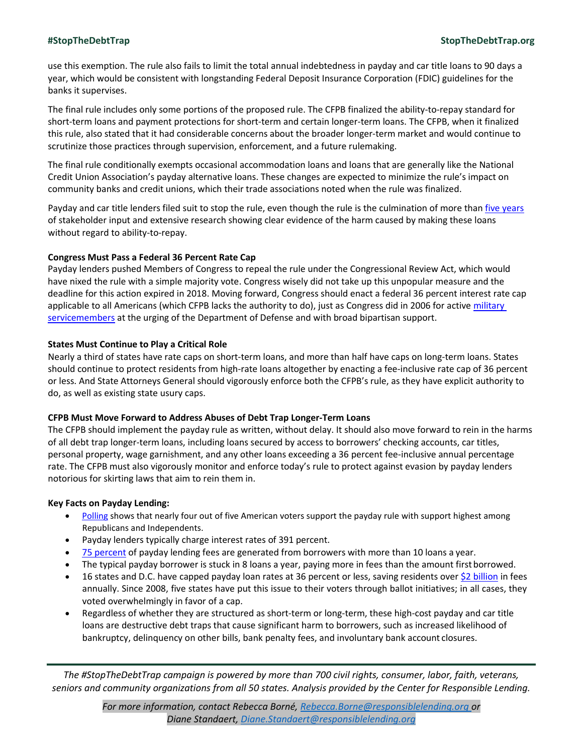use this exemption. The rule also fails to limit the total annual indebtedness in payday and car title loans to 90 days a year, which would be consistent with longstanding Federal Deposit Insurance Corporation (FDIC) guidelines for the banks it supervises.

The final rule includes only some portions of the proposed rule. The CFPB finalized the ability-to-repay standard for short-term loans and payment protections for short-term and certain longer-term loans. The CFPB, when it finalized this rule, also stated that it had considerable concerns about the broader longer-term market and would continue to scrutinize those practices through supervision, enforcement, and a future rulemaking.

The final rule conditionally exempts occasional accommodation loans and loans that are generally like the National Credit Union Association's payday alternative loans. These changes are expected to minimize the rule's impact on community banks and credit unions, which their trade associations noted when the rule was finalized.

Payday and car title lenders filed suit to stop the rule, even though the rule is the culmination of more than five years of stakeholder input and extensive research showing clear evidence of the harm caused by making these loans without regard to ability-to-repay.

**Congress Must Pass a Federal 36 Percent Rate Cap**

Payday lenders pushed Members of Congress to repeal the rule under the Congressional Review Act, which would have nixed the rule with a simple majority vote. Congress wisely did not take up this unpopular measure and the deadline for this action expired in 2018. Moving forward, Congress should enact a federal 36 percent interest rate cap applicable to all Americans (which CFPB lacks the authority to do), just as Congress did in 2006 for active military servicemembers at the urging of the Department of Defense and with broad bipartisan support.

**States Must Continue to Play a Critical Role**

Nearly a third of states have rate caps on short-term loans, and more than half have caps on long-term loans. States should continue to protect residents from high-rate loans altogether by enacting a fee-inclusive rate cap of 36 percent or less. And State Attorneys General should vigorously enforce both the CFPB's rule, as they have explicit authority to do, as well as existing state usury caps.

**CFPB Must Move Forward to Address Abuses of Debt Trap Longer-Term Loans**

The CFPB should implement the payday rule as written, without delay. It should also move forward to rein in the harms of all debt trap longer-term loans, including loans secured by access to borrowers' checking accounts, car titles, personal property, wage garnishment, and any other loans exceeding a 36 percent fee-inclusive annual percentage rate. The CFPB must also vigorously monitor and enforce today's rule to protect against evasion by payday lenders notorious for skirting laws that aim to rein them in.

**Key Facts on Payday Lending:**

- Polling shows that nearly four out of five American voters support the payday rule with support highest among Republicans and Independents.
- Payday lenders typically charge interest rates of 391 percent.
- 75 percent of payday lending fees are generated from borrowers with more than 10 loans a year.
- The typical payday borrower is stuck in 8 loans a year, paying more in fees than the amount first borrowed.
- 16 states and D.C. have capped payday loan rates at 36 percent or less, saving residents over $2 billion in fees annually. Since 2008, five states have put this issue to their voters through ballot initiatives; in all cases, they voted overwhelmingly in favor of a cap.
- Regardless of whether they are structured as short-term or long-term, these high-cost payday and car title loans are destructive debt traps that cause significant harm to borrowers, such as increased likelihood of bankruptcy, delinquency on other bills, bank penalty fees, and involuntary bank account closures.

---

*The #StopTheDebtTrap campaign is powered by more than 700 civil rights, consumer, labor, faith, veterans, seniors and community organizations from all 50 states. Analysis provided by the Center for Responsible Lending.*

*For more information, contact Rebecca Borné, Rebecca.Borne@responsiblelending.org or Diane Standaert, Diane.Standaert@responsiblelending.org*